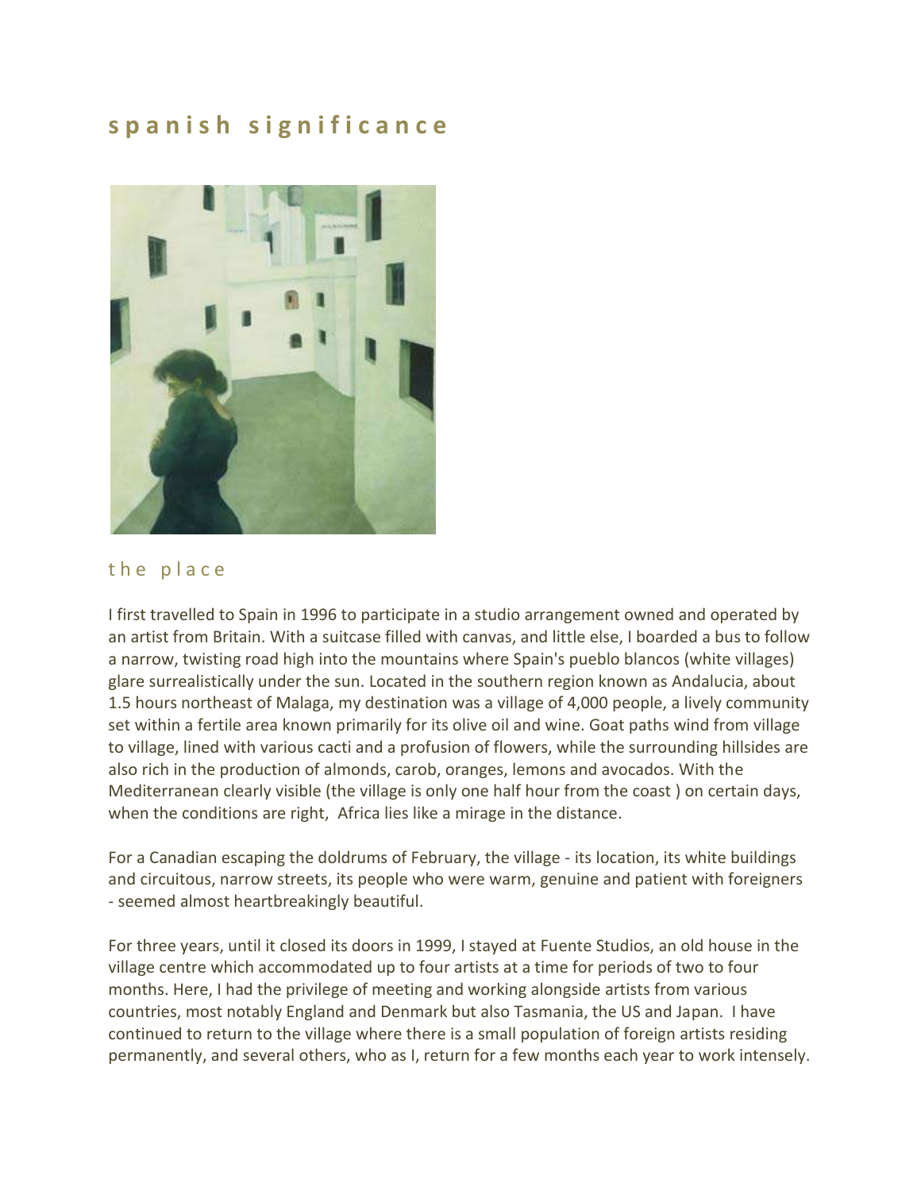# spanish significance

## the place

I first travelled to Spain in 1996 to participate in a studio arrangement owned and operated by an artist from Britain. With a suitcase filled with canvas, and little else, I boarded a bus to follow a narrow, twisting road high into the mountains where Spain's pueblo blancos (white villages) glare surrealistically under the sun. Located in the southern region known as Andalucia, about 1.5 hours northeast of Malaga, my destination was a village of 4,000 people, a lively community set within a fertile area known primarily for its olive oil and wine. Goat paths wind from village to village, lined with various cacti and a profusion of flowers, while the surrounding hillsides are also rich in the production of almonds, carob, oranges, lemons and avocados. With the Mediterranean clearly visible (the village is only one half hour from the coast ) on certain days, when the conditions are right, Africa lies like a mirage in the distance.

For a Canadian escaping the doldrums of February, the village - its location, its white buildings and circuitous, narrow streets, its people who were warm, genuine and patient with foreigners - seemed almost heartbreakingly beautiful.

For three years, until it closed its doors in 1999, I stayed at Fuente Studios, an old house in the village centre which accommodated up to four artists at a time for periods of two to four months. Here, I had the privilege of meeting and working alongside artists from various countries, most notably England and Denmark but also Tasmania, the US and Japan. I have continued to return to the village where there is a small population of foreign artists residing permanently, and several others, who as I, return for a few months each year to work intensely.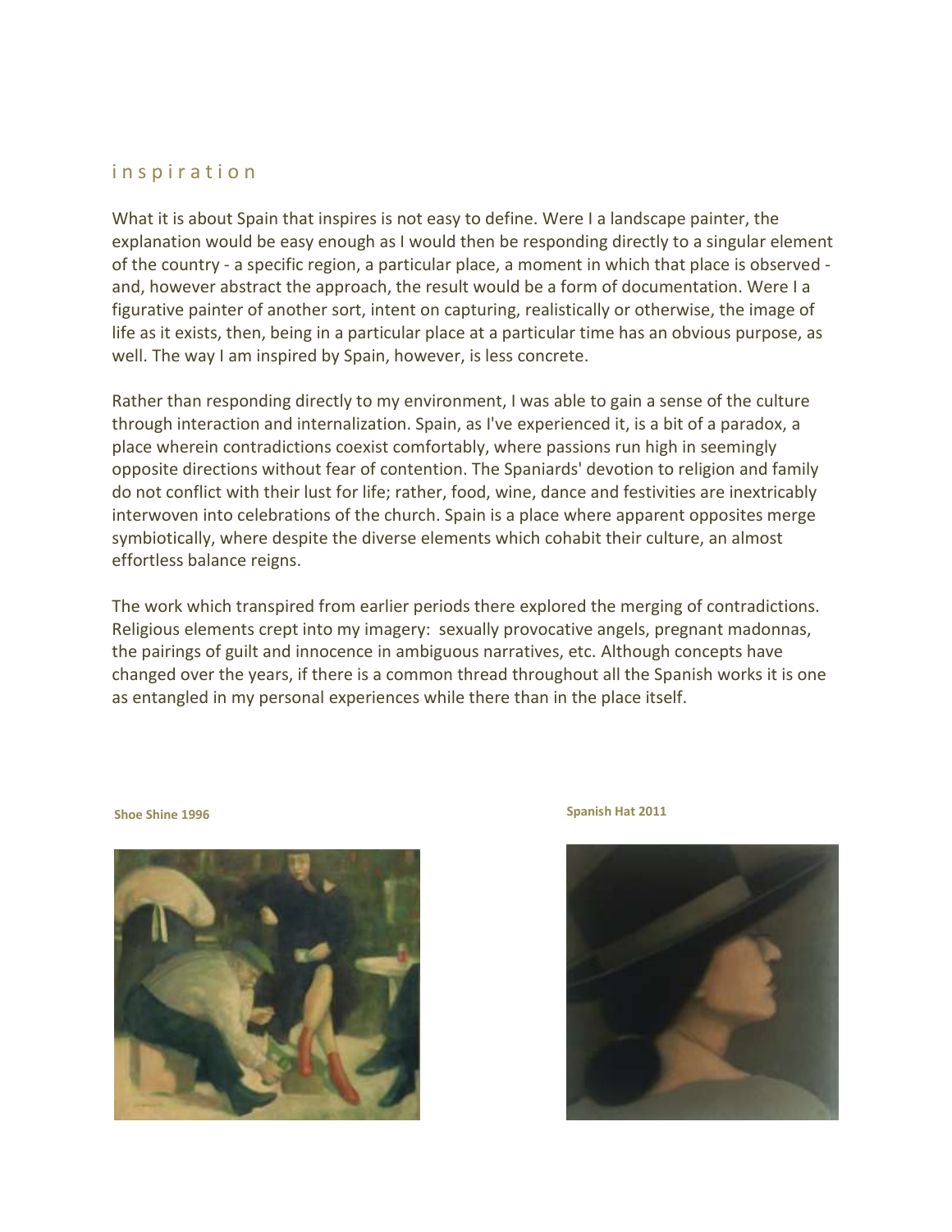## i n s p i r a t i o n

What it is about Spain that inspires is not easy to define. Were I a landscape painter, the explanation would be easy enough as I would then be responding directly to a singular element of the country - a specific region, a particular place, a moment in which that place is observed - and, however abstract the approach, the result would be a form of documentation. Were I a figurative painter of another sort, intent on capturing, realistically or otherwise, the image of life as it exists, then, being in a particular place at a particular time has an obvious purpose, as well. The way I am inspired by Spain, however, is less concrete.

Rather than responding directly to my environment, I was able to gain a sense of the culture through interaction and internalization. Spain, as I've experienced it, is a bit of a paradox, a place wherein contradictions coexist comfortably, where passions run high in seemingly opposite directions without fear of contention. The Spaniards' devotion to religion and family do not conflict with their lust for life; rather, food, wine, dance and festivities are inextricably interwoven into celebrations of the church. Spain is a place where apparent opposites merge symbiotically, where despite the diverse elements which cohabit their culture, an almost effortless balance reigns.

The work which transpired from earlier periods there explored the merging of contradictions. Religious elements crept into my imagery: sexually provocative angels, pregnant madonnas, the pairings of guilt and innocence in ambiguous narratives, etc. Although concepts have changed over the years, if there is a common thread throughout all the Spanish works it is one as entangled in my personal experiences while there than in the place itself.

**Shoe Shine 1996**

**Spanish Hat 2011**